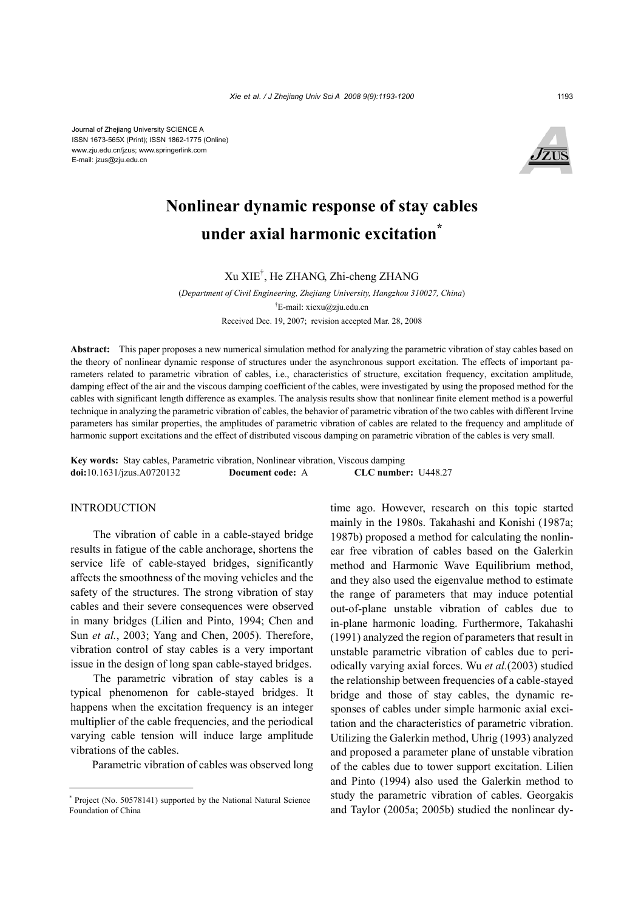Journal of Zhejiang University SCIENCE A
ISSN 1673-565X (Print); ISSN 1862-1775 (Online)
www.zju.edu.cn/jzus; www.springerlink.com
E-mail: jzus@zju.edu.cn

# Nonlinear dynamic response of stay cables under axial harmonic excitation*

Xu XIE[†], He ZHANG, Zhi-cheng ZHANG

(*Department of Civil Engineering, Zhejiang University, Hangzhou 310027, China*)

[†]E-mail: xiexu@zju.edu.cn

Received Dec. 19, 2007; revision accepted Mar. 28, 2008

**Abstract:** This paper proposes a new numerical simulation method for analyzing the parametric vibration of stay cables based on the theory of nonlinear dynamic response of structures under the asynchronous support excitation. The effects of important parameters related to parametric vibration of cables, i.e., characteristics of structure, excitation frequency, excitation amplitude, damping effect of the air and the viscous damping coefficient of the cables, were investigated by using the proposed method for the cables with significant length difference as examples. The analysis results show that nonlinear finite element method is a powerful technique in analyzing the parametric vibration of cables, the behavior of parametric vibration of the two cables with different Irvine parameters has similar properties, the amplitudes of parametric vibration of cables are related to the frequency and amplitude of harmonic support excitations and the effect of distributed viscous damping on parametric vibration of the cables is very small.

**Key words:** Stay cables, Parametric vibration, Nonlinear vibration, Viscous damping
**doi:**10.1631/jzus.A0720132 **Document code:** A **CLC number:** U448.27

## INTRODUCTION

The vibration of cable in a cable-stayed bridge results in fatigue of the cable anchorage, shortens the service life of cable-stayed bridges, significantly affects the smoothness of the moving vehicles and the safety of the structures. The strong vibration of stay cables and their severe consequences were observed in many bridges (Lilien and Pinto, 1994; Chen and Sun *et al.*, 2003; Yang and Chen, 2005). Therefore, vibration control of stay cables is a very important issue in the design of long span cable-stayed bridges.

The parametric vibration of stay cables is a typical phenomenon for cable-stayed bridges. It happens when the excitation frequency is an integer multiplier of the cable frequencies, and the periodical varying cable tension will induce large amplitude vibrations of the cables.

Parametric vibration of cables was observed long time ago. However, research on this topic started mainly in the 1980s. Takahashi and Konishi (1987a; 1987b) proposed a method for calculating the nonlinear free vibration of cables based on the Galerkin method and Harmonic Wave Equilibrium method, and they also used the eigenvalue method to estimate the range of parameters that may induce potential out-of-plane unstable vibration of cables due to in-plane harmonic loading. Furthermore, Takahashi (1991) analyzed the region of parameters that result in unstable parametric vibration of cables due to periodically varying axial forces. Wu *et al.*(2003) studied the relationship between frequencies of a cable-stayed bridge and those of stay cables, the dynamic responses of cables under simple harmonic axial excitation and the characteristics of parametric vibration. Utilizing the Galerkin method, Uhrig (1993) analyzed and proposed a parameter plane of unstable vibration of the cables due to tower support excitation. Lilien and Pinto (1994) also used the Galerkin method to study the parametric vibration of cables. Georgakis and Taylor (2005a; 2005b) studied the nonlinear dy-

---

* Project (No. 50578141) supported by the National Natural Science Foundation of China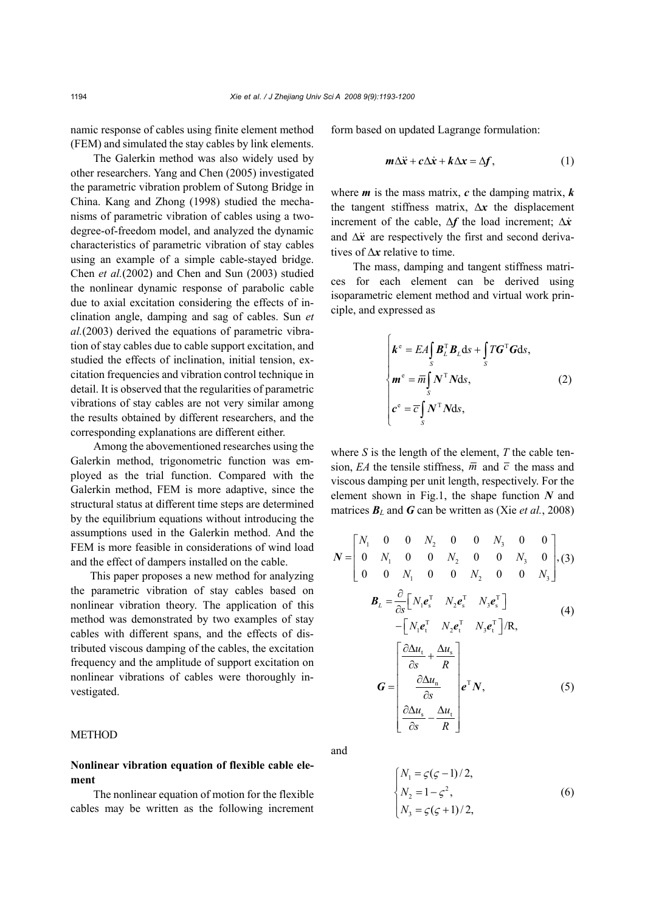namic response of cables using finite element method (FEM) and simulated the stay cables by link elements.

The Galerkin method was also widely used by other researchers. Yang and Chen (2005) investigated the parametric vibration problem of Sutong Bridge in China. Kang and Zhong (1998) studied the mechanisms of parametric vibration of cables using a two-degree-of-freedom model, and analyzed the dynamic characteristics of parametric vibration of stay cables using an example of a simple cable-stayed bridge. Chen *et al.*(2002) and Chen and Sun (2003) studied the nonlinear dynamic response of parabolic cable due to axial excitation considering the effects of inclination angle, damping and sag of cables. Sun *et al.*(2003) derived the equations of parametric vibration of stay cables due to cable support excitation, and studied the effects of inclination, initial tension, excitation frequencies and vibration control technique in detail. It is observed that the regularities of parametric vibrations of stay cables are not very similar among the results obtained by different researchers, and the corresponding explanations are different either.

Among the abovementioned researches using the Galerkin method, trigonometric function was employed as the trial function. Compared with the Galerkin method, FEM is more adaptive, since the structural status at different time steps are determined by the equilibrium equations without introducing the assumptions used in the Galerkin method. And the FEM is more feasible in considerations of wind load and the effect of dampers installed on the cable.

This paper proposes a new method for analyzing the parametric vibration of stay cables based on nonlinear vibration theory. The application of this method was demonstrated by two examples of stay cables with different spans, and the effects of distributed viscous damping of the cables, the excitation frequency and the amplitude of support excitation on nonlinear vibrations of cables were thoroughly investigated.

## METHOD

### Nonlinear vibration equation of flexible cable element

The nonlinear equation of motion for the flexible cables may be written as the following increment form based on updated Lagrange formulation:

$$\boldsymbol{m}\Delta\ddot{\boldsymbol{x}} + \boldsymbol{c}\Delta\dot{\boldsymbol{x}} + \boldsymbol{k}\Delta\boldsymbol{x} = \Delta\boldsymbol{f}, \tag{1}$$

where $\boldsymbol{m}$ is the mass matrix, $\boldsymbol{c}$ the damping matrix, $\boldsymbol{k}$ the tangent stiffness matrix, $\Delta\boldsymbol{x}$ the displacement increment of the cable, $\Delta\boldsymbol{f}$ the load increment; $\Delta\dot{\boldsymbol{x}}$ and $\Delta\ddot{\boldsymbol{x}}$ are respectively the first and second derivatives of $\Delta\boldsymbol{x}$ relative to time.

The mass, damping and tangent stiffness matrices for each element can be derived using isoparametric element method and virtual work principle, and expressed as

$$\begin{cases} \boldsymbol{k}^{\mathrm{e}} = EA\int_S \boldsymbol{B}_L^{\mathrm{T}}\boldsymbol{B}_L \mathrm{d}s + \int_S T\boldsymbol{G}^{\mathrm{T}}\boldsymbol{G}\mathrm{d}s, \\ \boldsymbol{m}^{\mathrm{e}} = \overline{m}\int_S \boldsymbol{N}^{\mathrm{T}}\boldsymbol{N}\mathrm{d}s, \\ \boldsymbol{c}^{\mathrm{e}} = \overline{c}\int_S \boldsymbol{N}^{\mathrm{T}}\boldsymbol{N}\mathrm{d}s, \end{cases} \tag{2}$$

where $S$ is the length of the element, $T$ the cable tension, $EA$ the tensile stiffness, $\overline{m}$ and $\overline{c}$ the mass and viscous damping per unit length, respectively. For the element shown in Fig.1, the shape function $\boldsymbol{N}$ and matrices $\boldsymbol{B}_L$ and $\boldsymbol{G}$ can be written as (Xie *et al.*, 2008)

$$\boldsymbol{N} = \begin{bmatrix} N_1 & 0 & 0 & N_2 & 0 & 0 & N_3 & 0 & 0 \\ 0 & N_1 & 0 & 0 & N_2 & 0 & 0 & N_3 & 0 \\ 0 & 0 & N_1 & 0 & 0 & N_2 & 0 & 0 & N_3 \end{bmatrix}, \tag{3}$$

$$\boldsymbol{B}_L = \frac{\partial}{\partial s}\begin{bmatrix} N_1\boldsymbol{e}_{\mathrm{s}}^{\mathrm{T}} & N_2\boldsymbol{e}_{\mathrm{s}}^{\mathrm{T}} & N_3\boldsymbol{e}_{\mathrm{s}}^{\mathrm{T}} \end{bmatrix} - \begin{bmatrix} N_1\boldsymbol{e}_{\mathrm{t}}^{\mathrm{T}} & N_2\boldsymbol{e}_{\mathrm{t}}^{\mathrm{T}} & N_3\boldsymbol{e}_{\mathrm{t}}^{\mathrm{T}} \end{bmatrix}/\mathrm{R}, \tag{4}$$

$$\boldsymbol{G} = \begin{bmatrix} \dfrac{\partial \Delta u_{\mathrm{t}}}{\partial s} + \dfrac{\Delta u_{\mathrm{s}}}{R} \\ \dfrac{\partial \Delta u_{\mathrm{n}}}{\partial s} \\ \dfrac{\partial \Delta u_{\mathrm{s}}}{\partial s} - \dfrac{\Delta u_{\mathrm{t}}}{R} \end{bmatrix} \boldsymbol{e}^{\mathrm{T}}\boldsymbol{N}, \tag{5}$$

and

$$\begin{cases} N_1 = \varsigma(\varsigma-1)/2, \\ N_2 = 1-\varsigma^2, \\ N_3 = \varsigma(\varsigma+1)/2, \end{cases} \tag{6}$$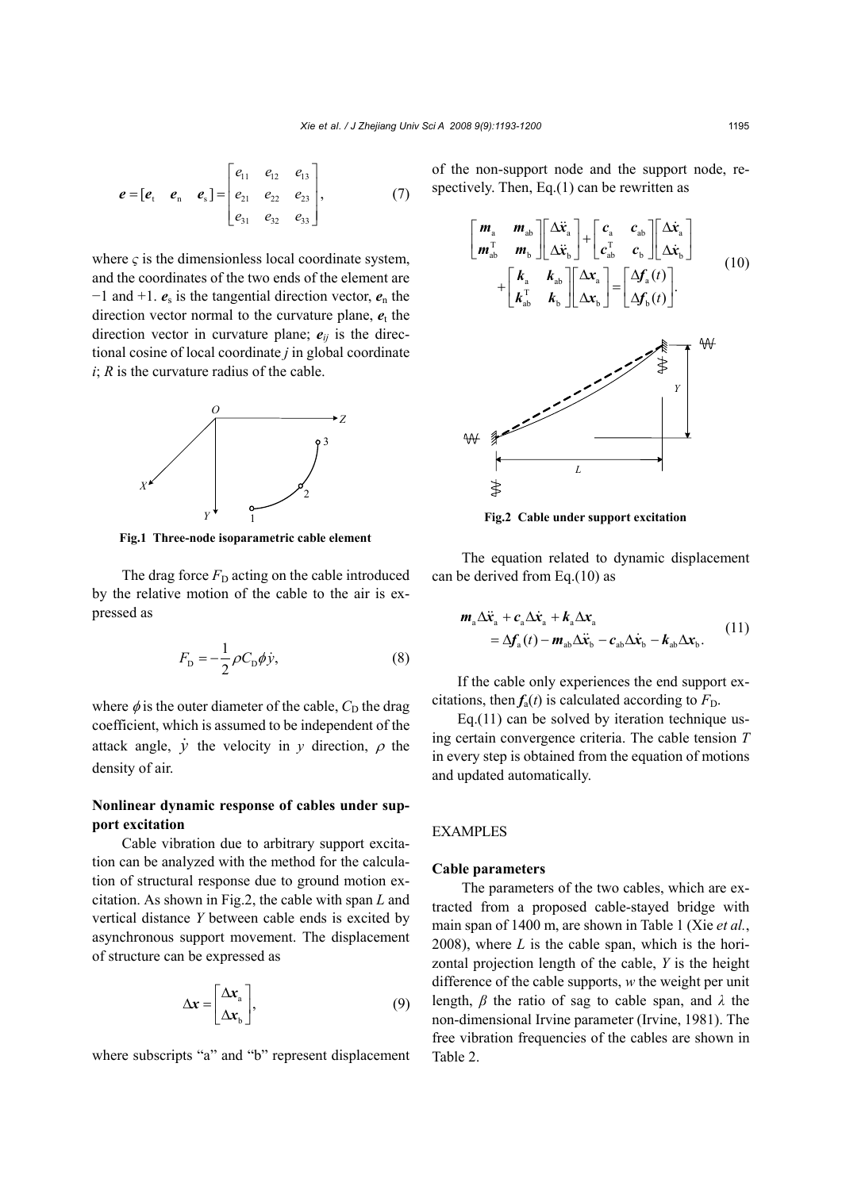$$
\boldsymbol{e} = [\boldsymbol{e}_\mathrm{t} \quad \boldsymbol{e}_\mathrm{n} \quad \boldsymbol{e}_\mathrm{s}] = \begin{bmatrix} e_{11} & e_{12} & e_{13} \\ e_{21} & e_{22} & e_{23} \\ e_{31} & e_{32} & e_{33} \end{bmatrix}, \tag{7}
$$

where $\varsigma$ is the dimensionless local coordinate system, and the coordinates of the two ends of the element are −1 and +1. $\boldsymbol{e}_\mathrm{s}$ is the tangential direction vector, $\boldsymbol{e}_\mathrm{n}$ the direction vector normal to the curvature plane, $\boldsymbol{e}_\mathrm{t}$ the direction vector in curvature plane; $\boldsymbol{e}_{ij}$ is the directional cosine of local coordinate $j$ in global coordinate $i$; $R$ is the curvature radius of the cable.

**Fig.1 Three-node isoparametric cable element**

The drag force $F_\mathrm{D}$ acting on the cable introduced by the relative motion of the cable to the air is expressed as

$$
F_\mathrm{D} = -\frac{1}{2}\rho C_\mathrm{D} \phi \dot{y}, \tag{8}
$$

where $\phi$ is the outer diameter of the cable, $C_\mathrm{D}$ the drag coefficient, which is assumed to be independent of the attack angle, $\dot{y}$ the velocity in $y$ direction, $\rho$ the density of air.

### Nonlinear dynamic response of cables under support excitation

Cable vibration due to arbitrary support excitation can be analyzed with the method for the calculation of structural response due to ground motion excitation. As shown in Fig.2, the cable with span $L$ and vertical distance $Y$ between cable ends is excited by asynchronous support movement. The displacement of structure can be expressed as

$$
\Delta \boldsymbol{x} = \begin{bmatrix} \Delta \boldsymbol{x}_\mathrm{a} \\ \Delta \boldsymbol{x}_\mathrm{b} \end{bmatrix}, \tag{9}
$$

where subscripts "a" and "b" represent displacement of the non-support node and the support node, respectively. Then, Eq.(1) can be rewritten as

$$
\begin{bmatrix} \boldsymbol{m}_\mathrm{a} & \boldsymbol{m}_\mathrm{ab} \\ \boldsymbol{m}_\mathrm{ab}^\mathrm{T} & \boldsymbol{m}_\mathrm{b} \end{bmatrix} \begin{bmatrix} \Delta \ddot{\boldsymbol{x}}_\mathrm{a} \\ \Delta \ddot{\boldsymbol{x}}_\mathrm{b} \end{bmatrix} + \begin{bmatrix} \boldsymbol{c}_\mathrm{a} & \boldsymbol{c}_\mathrm{ab} \\ \boldsymbol{c}_\mathrm{ab}^\mathrm{T} & \boldsymbol{c}_\mathrm{b} \end{bmatrix} \begin{bmatrix} \Delta \dot{\boldsymbol{x}}_\mathrm{a} \\ \Delta \dot{\boldsymbol{x}}_\mathrm{b} \end{bmatrix} + \begin{bmatrix} \boldsymbol{k}_\mathrm{a} & \boldsymbol{k}_\mathrm{ab} \\ \boldsymbol{k}_\mathrm{ab}^\mathrm{T} & \boldsymbol{k}_\mathrm{b} \end{bmatrix} \begin{bmatrix} \Delta \boldsymbol{x}_\mathrm{a} \\ \Delta \boldsymbol{x}_\mathrm{b} \end{bmatrix} = \begin{bmatrix} \Delta \boldsymbol{f}_\mathrm{a}(t) \\ \Delta \boldsymbol{f}_\mathrm{b}(t) \end{bmatrix}. \tag{10}
$$

**Fig.2 Cable under support excitation**

The equation related to dynamic displacement can be derived from Eq.(10) as

$$
\boldsymbol{m}_\mathrm{a} \Delta \ddot{\boldsymbol{x}}_\mathrm{a} + \boldsymbol{c}_\mathrm{a} \Delta \dot{\boldsymbol{x}}_\mathrm{a} + \boldsymbol{k}_\mathrm{a} \Delta \boldsymbol{x}_\mathrm{a} = \Delta \boldsymbol{f}_\mathrm{a}(t) - \boldsymbol{m}_\mathrm{ab} \Delta \ddot{\boldsymbol{x}}_\mathrm{b} - \boldsymbol{c}_\mathrm{ab} \Delta \dot{\boldsymbol{x}}_\mathrm{b} - \boldsymbol{k}_\mathrm{ab} \Delta \boldsymbol{x}_\mathrm{b}. \tag{11}
$$

If the cable only experiences the end support excitations, then $\boldsymbol{f}_\mathrm{a}(t)$ is calculated according to $F_\mathrm{D}$.

Eq.(11) can be solved by iteration technique using certain convergence criteria. The cable tension $T$ in every step is obtained from the equation of motions and updated automatically.

## EXAMPLES

### Cable parameters

The parameters of the two cables, which are extracted from a proposed cable-stayed bridge with main span of 1400 m, are shown in Table 1 (Xie *et al.*, 2008), where $L$ is the cable span, which is the horizontal projection length of the cable, $Y$ is the height difference of the cable supports, $w$ the weight per unit length, $\beta$ the ratio of sag to cable span, and $\lambda$ the non-dimensional Irvine parameter (Irvine, 1981). The free vibration frequencies of the cables are shown in Table 2.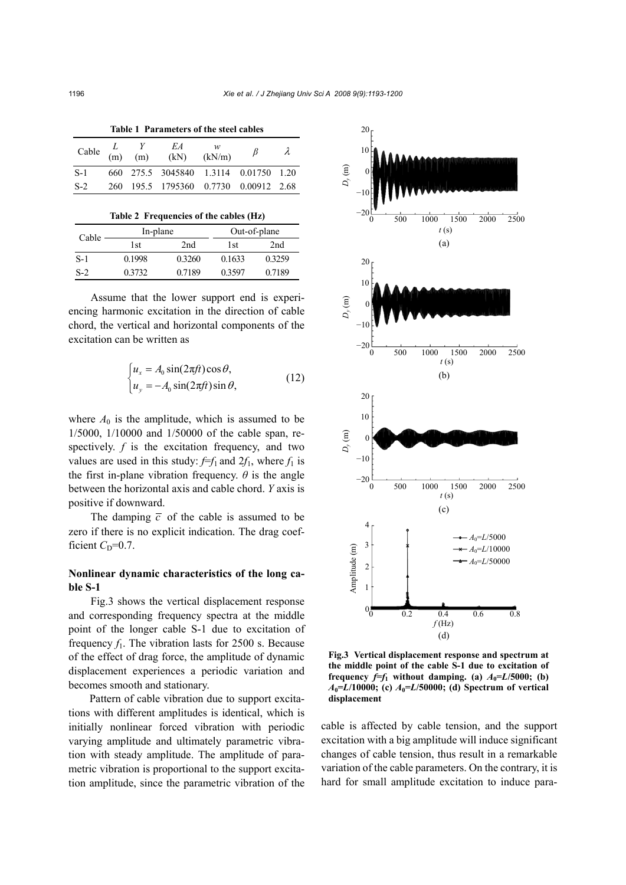**Table 1 Parameters of the steel cables**

| Cable | $L$ (m) | $Y$ (m) | $EA$ (kN) | $w$ (kN/m) | $\beta$ | $\lambda$ |
|---|---|---|---|---|---|---|
| S-1 | 660 | 275.5 | 3045840 | 1.3114 | 0.01750 | 1.20 |
| S-2 | 260 | 195.5 | 1795360 | 0.7730 | 0.00912 | 2.68 |

**Table 2 Frequencies of the cables (Hz)**

| Cable | In-plane | | Out-of-plane | |
|---|---|---|---|---|
| | 1st | 2nd | 1st | 2nd |
| S-1 | 0.1998 | 0.3260 | 0.1633 | 0.3259 |
| S-2 | 0.3732 | 0.7189 | 0.3597 | 0.7189 |

Assume that the lower support end is experiencing harmonic excitation in the direction of cable chord, the vertical and horizontal components of the excitation can be written as

$$\begin{cases} u_x = A_0 \sin(2\pi f t)\cos\theta, \\ u_y = -A_0 \sin(2\pi f t)\sin\theta, \end{cases} \tag{12}$$

where $A_0$ is the amplitude, which is assumed to be 1/5000, 1/10000 and 1/50000 of the cable span, respectively. $f$ is the excitation frequency, and two values are used in this study: $f$=$f_1$ and 2$f_1$, where $f_1$ is the first in-plane vibration frequency. $\theta$ is the angle between the horizontal axis and cable chord. $Y$ axis is positive if downward.

The damping $\overline{c}$ of the cable is assumed to be zero if there is no explicit indication. The drag coefficient $C_D$=0.7.

## Nonlinear dynamic characteristics of the long cable S-1

Fig.3 shows the vertical displacement response and corresponding frequency spectra at the middle point of the longer cable S-1 due to excitation of frequency $f_1$. The vibration lasts for 2500 s. Because of the effect of drag force, the amplitude of dynamic displacement experiences a periodic variation and becomes smooth and stationary.

Pattern of cable vibration due to support excitations with different amplitudes is identical, which is initially nonlinear forced vibration with periodic varying amplitude and ultimately parametric vibration with steady amplitude. The amplitude of parametric vibration is proportional to the support excitation amplitude, since the parametric vibration of the cable is affected by cable tension, and the support excitation with a big amplitude will induce significant changes of cable tension, thus result in a remarkable variation of the cable parameters. On the contrary, it is hard for small amplitude excitation to induce para-

**Fig.3 Vertical displacement response and spectrum at the middle point of the cable S-1 due to excitation of frequency $f$=$f_1$ without damping. (a) $A_0$=$L$/5000; (b) $A_0$=$L$/10000; (c) $A_0$=$L$/50000; (d) Spectrum of vertical displacement**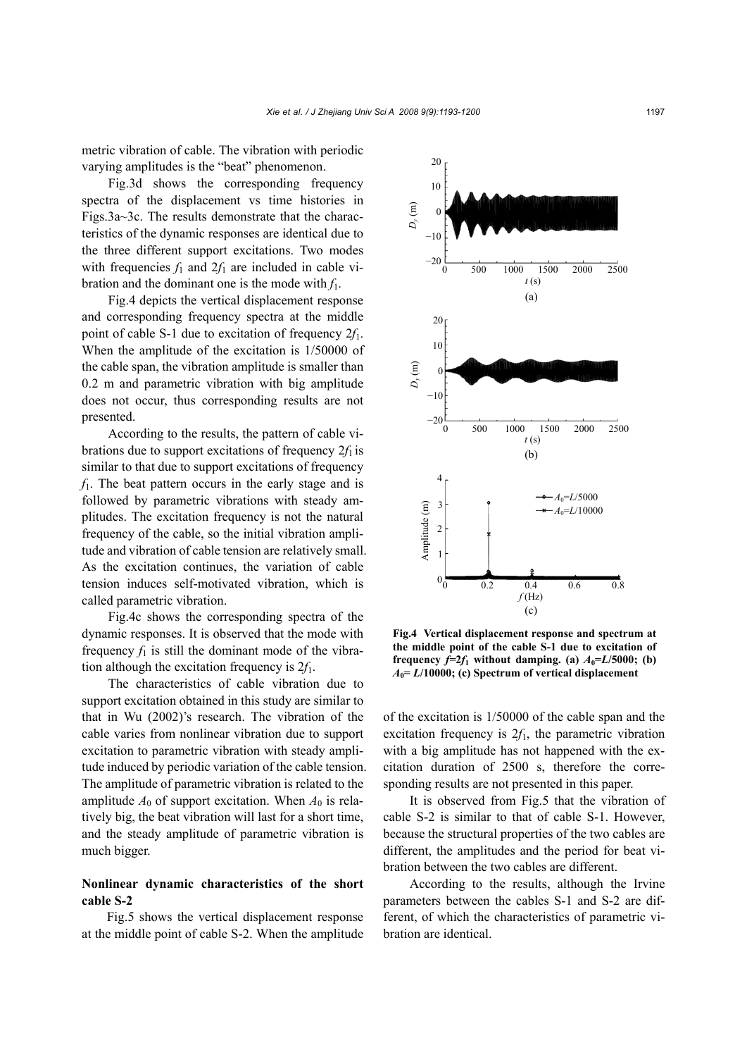metric vibration of cable. The vibration with periodic varying amplitudes is the "beat" phenomenon.

Fig.3d shows the corresponding frequency spectra of the displacement vs time histories in Figs.3a~3c. The results demonstrate that the characteristics of the dynamic responses are identical due to the three different support excitations. Two modes with frequencies $f_1$ and $2f_1$ are included in cable vibration and the dominant one is the mode with $f_1$.

Fig.4 depicts the vertical displacement response and corresponding frequency spectra at the middle point of cable S-1 due to excitation of frequency $2f_1$. When the amplitude of the excitation is 1/50000 of the cable span, the vibration amplitude is smaller than 0.2 m and parametric vibration with big amplitude does not occur, thus corresponding results are not presented.

According to the results, the pattern of cable vibrations due to support excitations of frequency $2f_1$ is similar to that due to support excitations of frequency $f_1$. The beat pattern occurs in the early stage and is followed by parametric vibrations with steady amplitudes. The excitation frequency is not the natural frequency of the cable, so the initial vibration amplitude and vibration of cable tension are relatively small. As the excitation continues, the variation of cable tension induces self-motivated vibration, which is called parametric vibration.

Fig.4c shows the corresponding spectra of the dynamic responses. It is observed that the mode with frequency $f_1$ is still the dominant mode of the vibration although the excitation frequency is $2f_1$.

The characteristics of cable vibration due to support excitation obtained in this study are similar to that in Wu (2002)'s research. The vibration of the cable varies from nonlinear vibration due to support excitation to parametric vibration with steady amplitude induced by periodic variation of the cable tension. The amplitude of parametric vibration is related to the amplitude $A_0$ of support excitation. When $A_0$ is relatively big, the beat vibration will last for a short time, and the steady amplitude of parametric vibration is much bigger.

## Nonlinear dynamic characteristics of the short cable S-2

Fig.5 shows the vertical displacement response at the middle point of cable S-2. When the amplitude of the excitation is 1/50000 of the cable span and the excitation frequency is $2f_1$, the parametric vibration with a big amplitude has not happened with the excitation duration of 2500 s, therefore the corresponding results are not presented in this paper.

It is observed from Fig.5 that the vibration of cable S-2 is similar to that of cable S-1. However, because the structural properties of the two cables are different, the amplitudes and the period for beat vibration between the two cables are different.

According to the results, although the Irvine parameters between the cables S-1 and S-2 are different, of which the characteristics of parametric vibration are identical.

**Fig.4 Vertical displacement response and spectrum at the middle point of the cable S-1 due to excitation of frequency $f=2f_1$ without damping. (a) $A_0=L/5000$; (b) $A_0=L/10000$; (c) Spectrum of vertical displacement**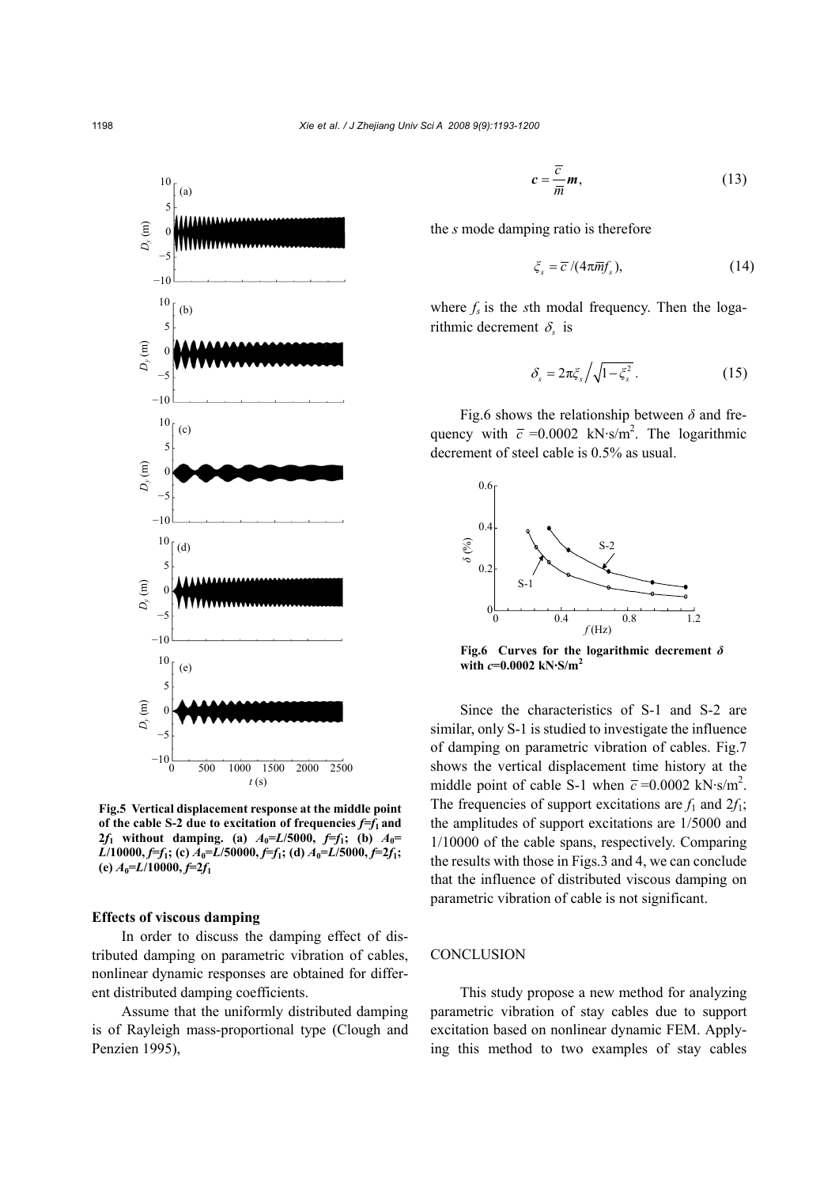Fig.5 Vertical displacement response at the middle point of the cable S-2 due to excitation of frequencies $f=f_1$ and $2f_1$ without damping. (a) $A_0=L/5000$, $f=f_1$; (b) $A_0=L/10000$, $f=f_1$; (c) $A_0=L/50000$, $f=f_1$; (d) $A_0=L/5000$, $f=2f_1$; (e) $A_0=L/10000$, $f=2f_1$

### Effects of viscous damping

In order to discuss the damping effect of distributed damping on parametric vibration of cables, nonlinear dynamic responses are obtained for different distributed damping coefficients.

Assume that the uniformly distributed damping is of Rayleigh mass-proportional type (Clough and Penzien 1995),

$$\boldsymbol{c} = \frac{\overline{c}}{\overline{m}}\boldsymbol{m}, \tag{13}$$

the $s$ mode damping ratio is therefore

$$\xi_s = \overline{c}/(4\pi\overline{m}f_s), \tag{14}$$

where $f_s$ is the $s$th modal frequency. Then the logarithmic decrement $\delta_s$ is

$$\delta_s = 2\pi\xi_s \Big/ \sqrt{1-\xi_s^2}\,. \tag{15}$$

Fig.6 shows the relationship between $\delta$ and frequency with $\overline{c}=0.0002$ kN·s/m$^2$. The logarithmic decrement of steel cable is 0.5% as usual.

Fig.6 Curves for the logarithmic decrement $\delta$ with $c$=0.0002 kN·S/m$^2$

Since the characteristics of S-1 and S-2 are similar, only S-1 is studied to investigate the influence of damping on parametric vibration of cables. Fig.7 shows the vertical displacement time history at the middle point of cable S-1 when $\overline{c}=0.0002$ kN·s/m$^2$. The frequencies of support excitations are $f_1$ and $2f_1$; the amplitudes of support excitations are 1/5000 and 1/10000 of the cable spans, respectively. Comparing the results with those in Figs.3 and 4, we can conclude that the influence of distributed viscous damping on parametric vibration of cable is not significant.

## CONCLUSION

This study propose a new method for analyzing parametric vibration of stay cables due to support excitation based on nonlinear dynamic FEM. Applying this method to two examples of stay cables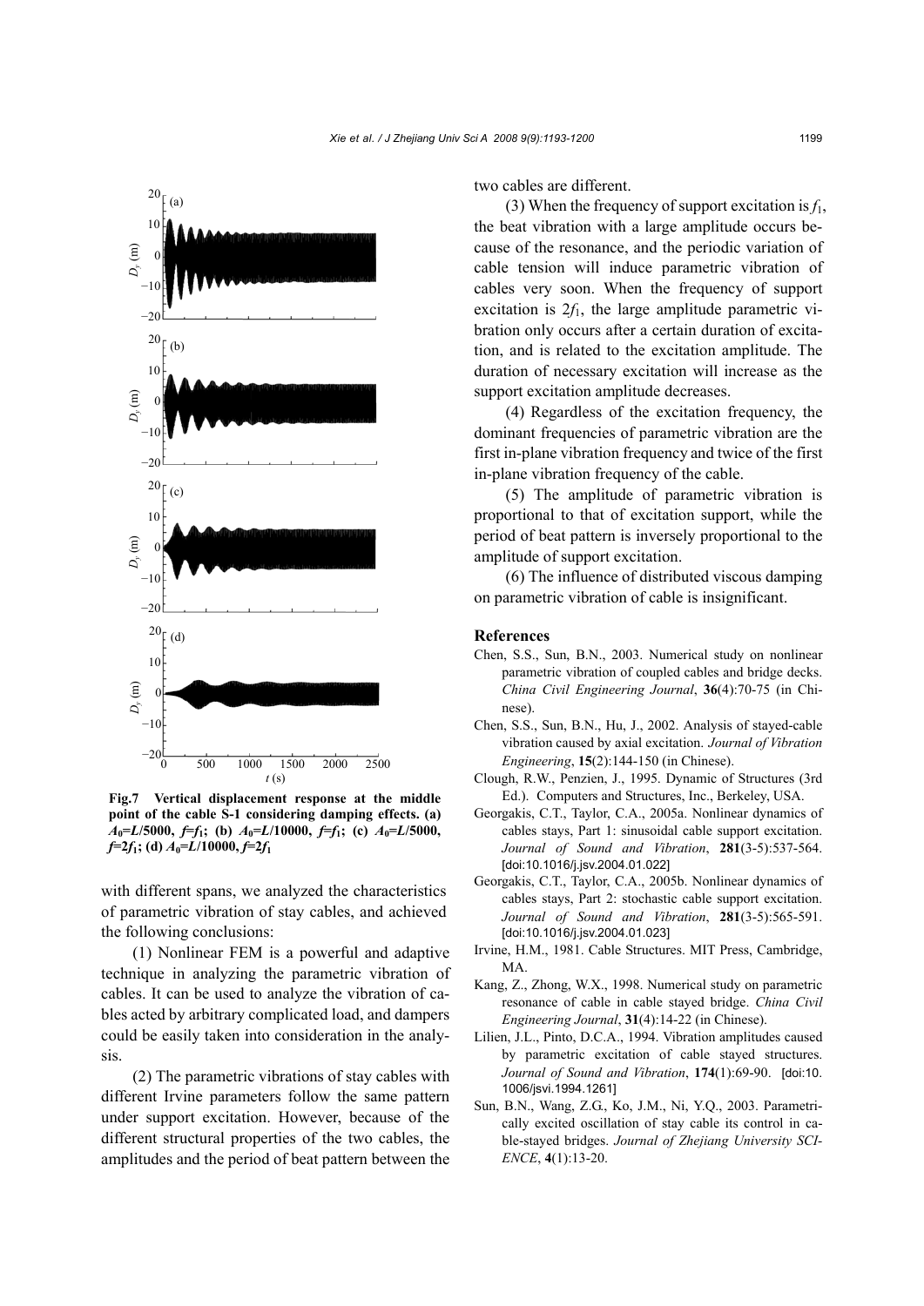**Fig.7 Vertical displacement response at the middle point of the cable S-1 considering damping effects. (a) $A_0$=$L$/5000, $f$=$f_1$; (b) $A_0$=$L$/10000, $f$=$f_1$; (c) $A_0$=$L$/5000, $f$=2$f_1$; (d) $A_0$=$L$/10000, $f$=2$f_1$**

with different spans, we analyzed the characteristics of parametric vibration of stay cables, and achieved the following conclusions:

(1) Nonlinear FEM is a powerful and adaptive technique in analyzing the parametric vibration of cables. It can be used to analyze the vibration of cables acted by arbitrary complicated load, and dampers could be easily taken into consideration in the analysis.

(2) The parametric vibrations of stay cables with different Irvine parameters follow the same pattern under support excitation. However, because of the different structural properties of the two cables, the amplitudes and the period of beat pattern between the two cables are different.

(3) When the frequency of support excitation is $f_1$, the beat vibration with a large amplitude occurs because of the resonance, and the periodic variation of cable tension will induce parametric vibration of cables very soon. When the frequency of support excitation is 2$f_1$, the large amplitude parametric vibration only occurs after a certain duration of excitation, and is related to the excitation amplitude. The duration of necessary excitation will increase as the support excitation amplitude decreases.

(4) Regardless of the excitation frequency, the dominant frequencies of parametric vibration are the first in-plane vibration frequency and twice of the first in-plane vibration frequency of the cable.

(5) The amplitude of parametric vibration is proportional to that of excitation support, while the period of beat pattern is inversely proportional to the amplitude of support excitation.

(6) The influence of distributed viscous damping on parametric vibration of cable is insignificant.

## References

Chen, S.S., Sun, B.N., 2003. Numerical study on nonlinear parametric vibration of coupled cables and bridge decks. *China Civil Engineering Journal*, **36**(4):70-75 (in Chinese).

Chen, S.S., Sun, B.N., Hu, J., 2002. Analysis of stayed-cable vibration caused by axial excitation. *Journal of Vibration Engineering*, **15**(2):144-150 (in Chinese).

Clough, R.W., Penzien, J., 1995. Dynamic of Structures (3rd Ed.). Computers and Structures, Inc., Berkeley, USA.

Georgakis, C.T., Taylor, C.A., 2005a. Nonlinear dynamics of cables stays, Part 1: sinusoidal cable support excitation. *Journal of Sound and Vibration*, **281**(3-5):537-564. [doi:10.1016/j.jsv.2004.01.022]

Georgakis, C.T., Taylor, C.A., 2005b. Nonlinear dynamics of cables stays, Part 2: stochastic cable support excitation. *Journal of Sound and Vibration*, **281**(3-5):565-591. [doi:10.1016/j.jsv.2004.01.023]

Irvine, H.M., 1981. Cable Structures. MIT Press, Cambridge, MA.

Kang, Z., Zhong, W.X., 1998. Numerical study on parametric resonance of cable in cable stayed bridge. *China Civil Engineering Journal*, **31**(4):14-22 (in Chinese).

Lilien, J.L., Pinto, D.C.A., 1994. Vibration amplitudes caused by parametric excitation of cable stayed structures. *Journal of Sound and Vibration*, **174**(1):69-90. [doi:10.1006/jsvi.1994.1261]

Sun, B.N., Wang, Z.G., Ko, J.M., Ni, Y.Q., 2003. Parametrically excited oscillation of stay cable its control in cable-stayed bridges. *Journal of Zhejiang University SCIENCE*, **4**(1):13-20.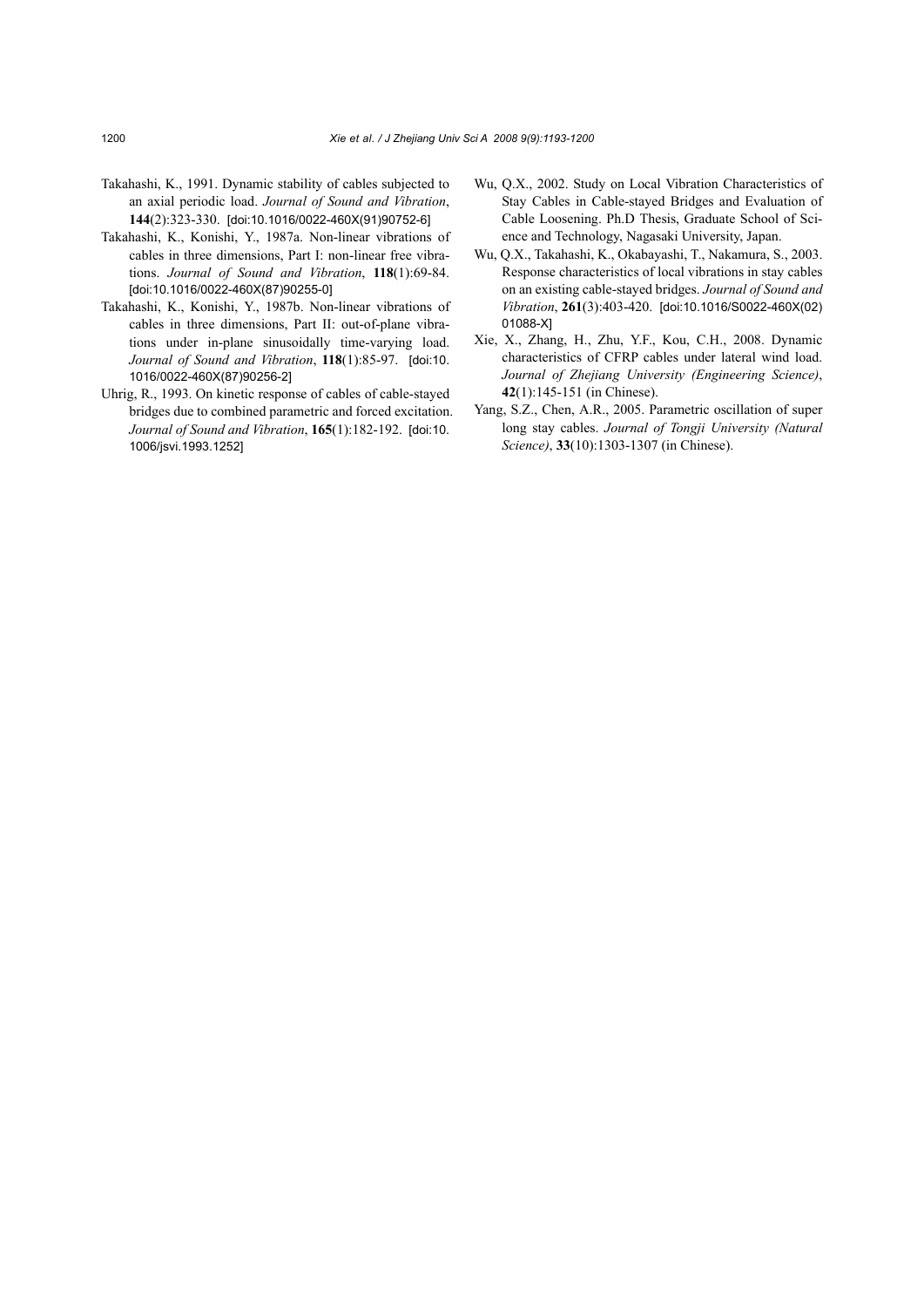Takahashi, K., 1991. Dynamic stability of cables subjected to an axial periodic load. *Journal of Sound and Vibration*, **144**(2):323-330. [doi:10.1016/0022-460X(91)90752-6]

Takahashi, K., Konishi, Y., 1987a. Non-linear vibrations of cables in three dimensions, Part I: non-linear free vibrations. *Journal of Sound and Vibration*, **118**(1):69-84. [doi:10.1016/0022-460X(87)90255-0]

Takahashi, K., Konishi, Y., 1987b. Non-linear vibrations of cables in three dimensions, Part II: out-of-plane vibrations under in-plane sinusoidally time-varying load. *Journal of Sound and Vibration*, **118**(1):85-97. [doi:10.1016/0022-460X(87)90256-2]

Uhrig, R., 1993. On kinetic response of cables of cable-stayed bridges due to combined parametric and forced excitation. *Journal of Sound and Vibration*, **165**(1):182-192. [doi:10.1006/jsvi.1993.1252]

Wu, Q.X., 2002. Study on Local Vibration Characteristics of Stay Cables in Cable-stayed Bridges and Evaluation of Cable Loosening. Ph.D Thesis, Graduate School of Science and Technology, Nagasaki University, Japan.

Wu, Q.X., Takahashi, K., Okabayashi, T., Nakamura, S., 2003. Response characteristics of local vibrations in stay cables on an existing cable-stayed bridges. *Journal of Sound and Vibration*, **261**(3):403-420. [doi:10.1016/S0022-460X(02)01088-X]

Xie, X., Zhang, H., Zhu, Y.F., Kou, C.H., 2008. Dynamic characteristics of CFRP cables under lateral wind load. *Journal of Zhejiang University (Engineering Science)*, **42**(1):145-151 (in Chinese).

Yang, S.Z., Chen, A.R., 2005. Parametric oscillation of super long stay cables. *Journal of Tongji University (Natural Science)*, **33**(10):1303-1307 (in Chinese).